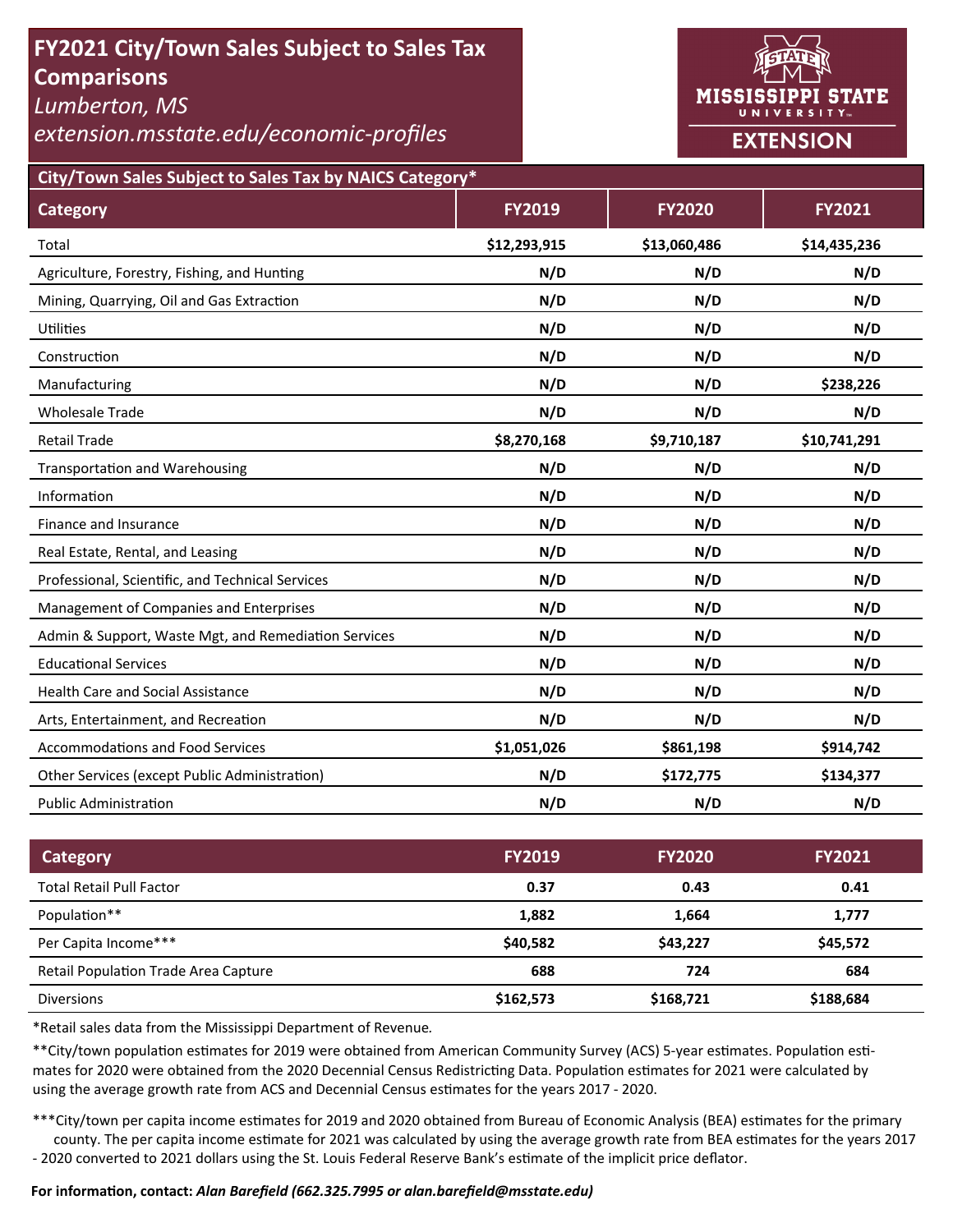# FY2021 City/Town Sales Subject to Sales Tax Comparisons

*Lumberton, MS*

*extension.msstate.edu/economic-profiles*

MISSISSIPPI STATE UNIVERSITY EXTENSION

## City/Town Sales Subject to Sales Tax by NAICS Category*

| Category | FY2019 | FY2020 | FY2021 |
|---|---|---|---|
| Total | **$12,293,915** | **$13,060,486** | **$14,435,236** |
| Agriculture, Forestry, Fishing, and Hunting | **N/D** | **N/D** | **N/D** |
| Mining, Quarrying, Oil and Gas Extraction | **N/D** | **N/D** | **N/D** |
| Utilities | **N/D** | **N/D** | **N/D** |
| Construction | **N/D** | **N/D** | **N/D** |
| Manufacturing | **N/D** | **N/D** | **$238,226** |
| Wholesale Trade | **N/D** | **N/D** | **N/D** |
| Retail Trade | **$8,270,168** | **$9,710,187** | **$10,741,291** |
| Transportation and Warehousing | **N/D** | **N/D** | **N/D** |
| Information | **N/D** | **N/D** | **N/D** |
| Finance and Insurance | **N/D** | **N/D** | **N/D** |
| Real Estate, Rental, and Leasing | **N/D** | **N/D** | **N/D** |
| Professional, Scientific, and Technical Services | **N/D** | **N/D** | **N/D** |
| Management of Companies and Enterprises | **N/D** | **N/D** | **N/D** |
| Admin & Support, Waste Mgt, and Remediation Services | **N/D** | **N/D** | **N/D** |
| Educational Services | **N/D** | **N/D** | **N/D** |
| Health Care and Social Assistance | **N/D** | **N/D** | **N/D** |
| Arts, Entertainment, and Recreation | **N/D** | **N/D** | **N/D** |
| Accommodations and Food Services | **$1,051,026** | **$861,198** | **$914,742** |
| Other Services (except Public Administration) | **N/D** | **$172,775** | **$134,377** |
| Public Administration | **N/D** | **N/D** | **N/D** |

| Category | FY2019 | FY2020 | FY2021 |
|---|---|---|---|
| Total Retail Pull Factor | **0.37** | **0.43** | **0.41** |
| Population** | **1,882** | **1,664** | **1,777** |
| Per Capita Income*** | **$40,582** | **$43,227** | **$45,572** |
| Retail Population Trade Area Capture | **688** | **724** | **684** |
| Diversions | **$162,573** | **$168,721** | **$188,684** |

*Retail sales data from the Mississippi Department of Revenue.

**City/town population estimates for 2019 were obtained from American Community Survey (ACS) 5-year estimates. Population estimates for 2020 were obtained from the 2020 Decennial Census Redistricting Data. Population estimates for 2021 were calculated by using the average growth rate from ACS and Decennial Census estimates for the years 2017 - 2020.

***City/town per capita income estimates for 2019 and 2020 obtained from Bureau of Economic Analysis (BEA) estimates for the primary county. The per capita income estimate for 2021 was calculated by using the average growth rate from BEA estimates for the years 2017 - 2020 converted to 2021 dollars using the St. Louis Federal Reserve Bank's estimate of the implicit price deflator.

**For information, contact:** ***Alan Barefield (662.325.7995 or alan.barefield@msstate.edu)***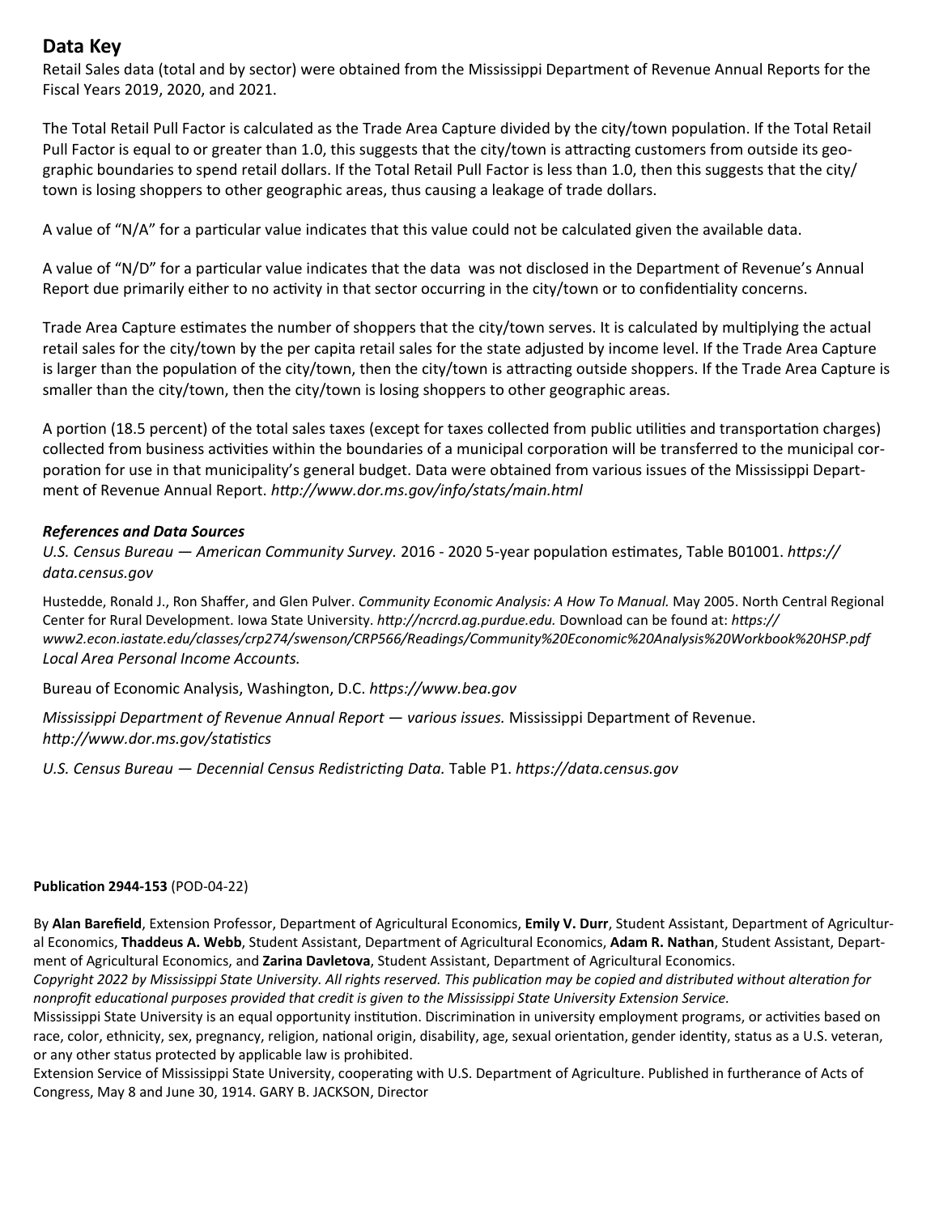## Data Key

Retail Sales data (total and by sector) were obtained from the Mississippi Department of Revenue Annual Reports for the Fiscal Years 2019, 2020, and 2021.

The Total Retail Pull Factor is calculated as the Trade Area Capture divided by the city/town population. If the Total Retail Pull Factor is equal to or greater than 1.0, this suggests that the city/town is attracting customers from outside its geographic boundaries to spend retail dollars. If the Total Retail Pull Factor is less than 1.0, then this suggests that the city/town is losing shoppers to other geographic areas, thus causing a leakage of trade dollars.

A value of "N/A" for a particular value indicates that this value could not be calculated given the available data.

A value of "N/D" for a particular value indicates that the data was not disclosed in the Department of Revenue's Annual Report due primarily either to no activity in that sector occurring in the city/town or to confidentiality concerns.

Trade Area Capture estimates the number of shoppers that the city/town serves. It is calculated by multiplying the actual retail sales for the city/town by the per capita retail sales for the state adjusted by income level. If the Trade Area Capture is larger than the population of the city/town, then the city/town is attracting outside shoppers. If the Trade Area Capture is smaller than the city/town, then the city/town is losing shoppers to other geographic areas.

A portion (18.5 percent) of the total sales taxes (except for taxes collected from public utilities and transportation charges) collected from business activities within the boundaries of a municipal corporation will be transferred to the municipal corporation for use in that municipality's general budget. Data were obtained from various issues of the Mississippi Department of Revenue Annual Report. *http://www.dor.ms.gov/info/stats/main.html*

### *References and Data Sources*

*U.S. Census Bureau — American Community Survey.* 2016 - 2020 5-year population estimates, Table B01001. *https://data.census.gov*

Hustedde, Ronald J., Ron Shaffer, and Glen Pulver. *Community Economic Analysis: A How To Manual.* May 2005. North Central Regional Center for Rural Development. Iowa State University. *http://ncrcrd.ag.purdue.edu.* Download can be found at: *https://www2.econ.iastate.edu/classes/crp274/swenson/CRP566/Readings/Community%20Economic%20Analysis%20Workbook%20HSP.pdf* *Local Area Personal Income Accounts.*

Bureau of Economic Analysis, Washington, D.C. *https://www.bea.gov*

*Mississippi Department of Revenue Annual Report — various issues.* Mississippi Department of Revenue. *http://www.dor.ms.gov/statistics*

*U.S. Census Bureau — Decennial Census Redistricting Data.* Table P1. *https://data.census.gov*

**Publication 2944-153** (POD-04-22)

By **Alan Barefield**, Extension Professor, Department of Agricultural Economics, **Emily V. Durr**, Student Assistant, Department of Agricultural Economics, **Thaddeus A. Webb**, Student Assistant, Department of Agricultural Economics, **Adam R. Nathan**, Student Assistant, Department of Agricultural Economics, and **Zarina Davletova**, Student Assistant, Department of Agricultural Economics.

*Copyright 2022 by Mississippi State University. All rights reserved. This publication may be copied and distributed without alteration for nonprofit educational purposes provided that credit is given to the Mississippi State University Extension Service.*

Mississippi State University is an equal opportunity institution. Discrimination in university employment programs, or activities based on race, color, ethnicity, sex, pregnancy, religion, national origin, disability, age, sexual orientation, gender identity, status as a U.S. veteran, or any other status protected by applicable law is prohibited.

Extension Service of Mississippi State University, cooperating with U.S. Department of Agriculture. Published in furtherance of Acts of Congress, May 8 and June 30, 1914. GARY B. JACKSON, Director